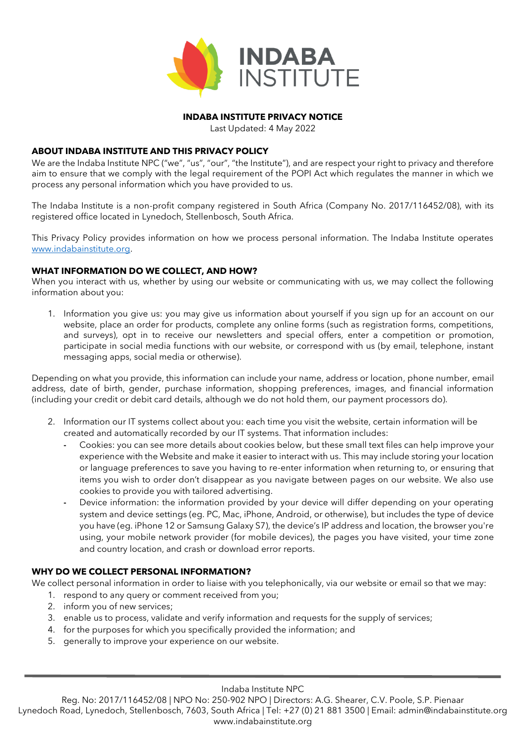**INDABA INSTITUTE PRIVACY NOTICE**

Last Updated: 4 May 2022

## ABOUT INDABA INSTITUTE AND THIS PRIVACY POLICY

We are the Indaba Institute NPC ("we", "us", "our", "the Institute"), and are respect your right to privacy and therefore aim to ensure that we comply with the legal requirement of the POPI Act which regulates the manner in which we process any personal information which you have provided to us.

The Indaba Institute is a non-profit company registered in South Africa (Company No. 2017/116452/08), with its registered office located in Lynedoch, Stellenbosch, South Africa.

This Privacy Policy provides information on how we process personal information. The Indaba Institute operates [www.indabainstitute.org](http://www.indabainstitute.org).

## WHAT INFORMATION DO WE COLLECT, AND HOW?

When you interact with us, whether by using our website or communicating with us, we may collect the following information about you:

1. Information you give us: you may give us information about yourself if you sign up for an account on our website, place an order for products, complete any online forms (such as registration forms, competitions, and surveys), opt in to receive our newsletters and special offers, enter a competition or promotion, participate in social media functions with our website, or correspond with us (by email, telephone, instant messaging apps, social media or otherwise).

Depending on what you provide, this information can include your name, address or location, phone number, email address, date of birth, gender, purchase information, shopping preferences, images, and financial information (including your credit or debit card details, although we do not hold them, our payment processors do).

2. Information our IT systems collect about you: each time you visit the website, certain information will be created and automatically recorded by our IT systems. That information includes:
   - Cookies: you can see more details about cookies below, but these small text files can help improve your experience with the Website and make it easier to interact with us. This may include storing your location or language preferences to save you having to re-enter information when returning to, or ensuring that items you wish to order don't disappear as you navigate between pages on our website. We also use cookies to provide you with tailored advertising.
   - Device information: the information provided by your device will differ depending on your operating system and device settings (eg. PC, Mac, iPhone, Android, or otherwise), but includes the type of device you have (eg. iPhone 12 or Samsung Galaxy S7), the device's IP address and location, the browser you're using, your mobile network provider (for mobile devices), the pages you have visited, your time zone and country location, and crash or download error reports.

## WHY DO WE COLLECT PERSONAL INFORMATION?

We collect personal information in order to liaise with you telephonically, via our website or email so that we may:

1. respond to any query or comment received from you;
2. inform you of new services;
3. enable us to process, validate and verify information and requests for the supply of services;
4. for the purposes for which you specifically provided the information; and
5. generally to improve your experience on our website.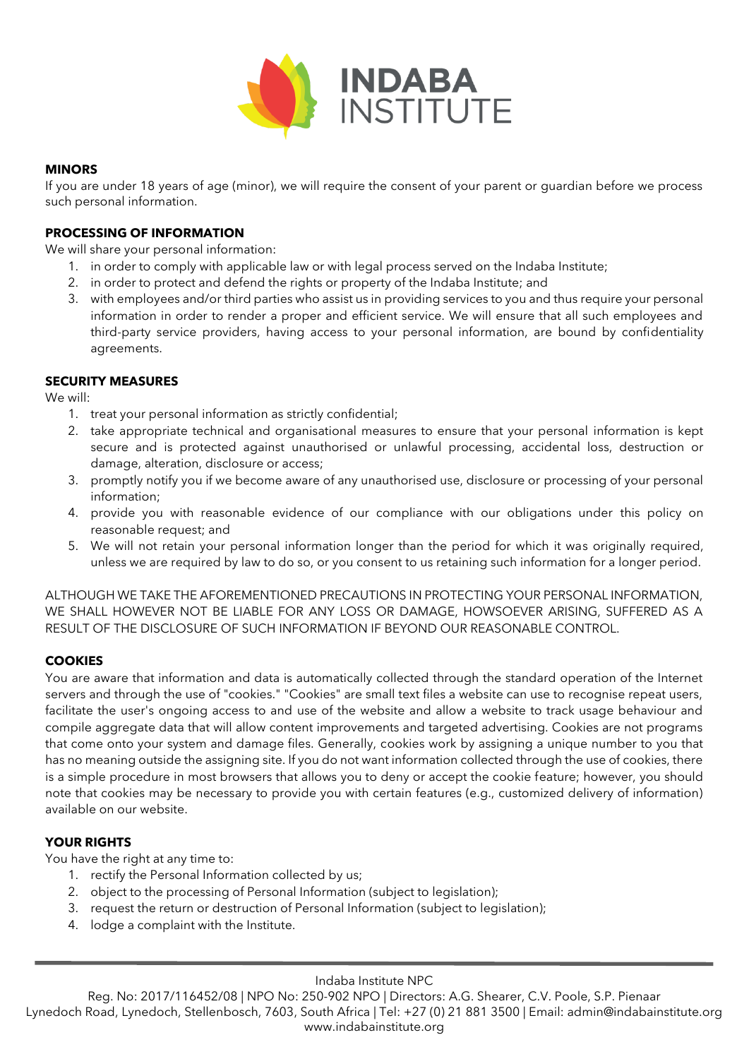**MINORS**

If you are under 18 years of age (minor), we will require the consent of your parent or guardian before we process such personal information.

**PROCESSING OF INFORMATION**

We will share your personal information:

1. in order to comply with applicable law or with legal process served on the Indaba Institute;
2. in order to protect and defend the rights or property of the Indaba Institute; and
3. with employees and/or third parties who assist us in providing services to you and thus require your personal information in order to render a proper and efficient service. We will ensure that all such employees and third-party service providers, having access to your personal information, are bound by confidentiality agreements.

**SECURITY MEASURES**

We will:

1. treat your personal information as strictly confidential;
2. take appropriate technical and organisational measures to ensure that your personal information is kept secure and is protected against unauthorised or unlawful processing, accidental loss, destruction or damage, alteration, disclosure or access;
3. promptly notify you if we become aware of any unauthorised use, disclosure or processing of your personal information;
4. provide you with reasonable evidence of our compliance with our obligations under this policy on reasonable request; and
5. We will not retain your personal information longer than the period for which it was originally required, unless we are required by law to do so, or you consent to us retaining such information for a longer period.

ALTHOUGH WE TAKE THE AFOREMENTIONED PRECAUTIONS IN PROTECTING YOUR PERSONAL INFORMATION, WE SHALL HOWEVER NOT BE LIABLE FOR ANY LOSS OR DAMAGE, HOWSOEVER ARISING, SUFFERED AS A RESULT OF THE DISCLOSURE OF SUCH INFORMATION IF BEYOND OUR REASONABLE CONTROL.

**COOKIES**

You are aware that information and data is automatically collected through the standard operation of the Internet servers and through the use of "cookies." "Cookies" are small text files a website can use to recognise repeat users, facilitate the user's ongoing access to and use of the website and allow a website to track usage behaviour and compile aggregate data that will allow content improvements and targeted advertising. Cookies are not programs that come onto your system and damage files. Generally, cookies work by assigning a unique number to you that has no meaning outside the assigning site. If you do not want information collected through the use of cookies, there is a simple procedure in most browsers that allows you to deny or accept the cookie feature; however, you should note that cookies may be necessary to provide you with certain features (e.g., customized delivery of information) available on our website.

**YOUR RIGHTS**

You have the right at any time to:

1. rectify the Personal Information collected by us;
2. object to the processing of Personal Information (subject to legislation);
3. request the return or destruction of Personal Information (subject to legislation);
4. lodge a complaint with the Institute.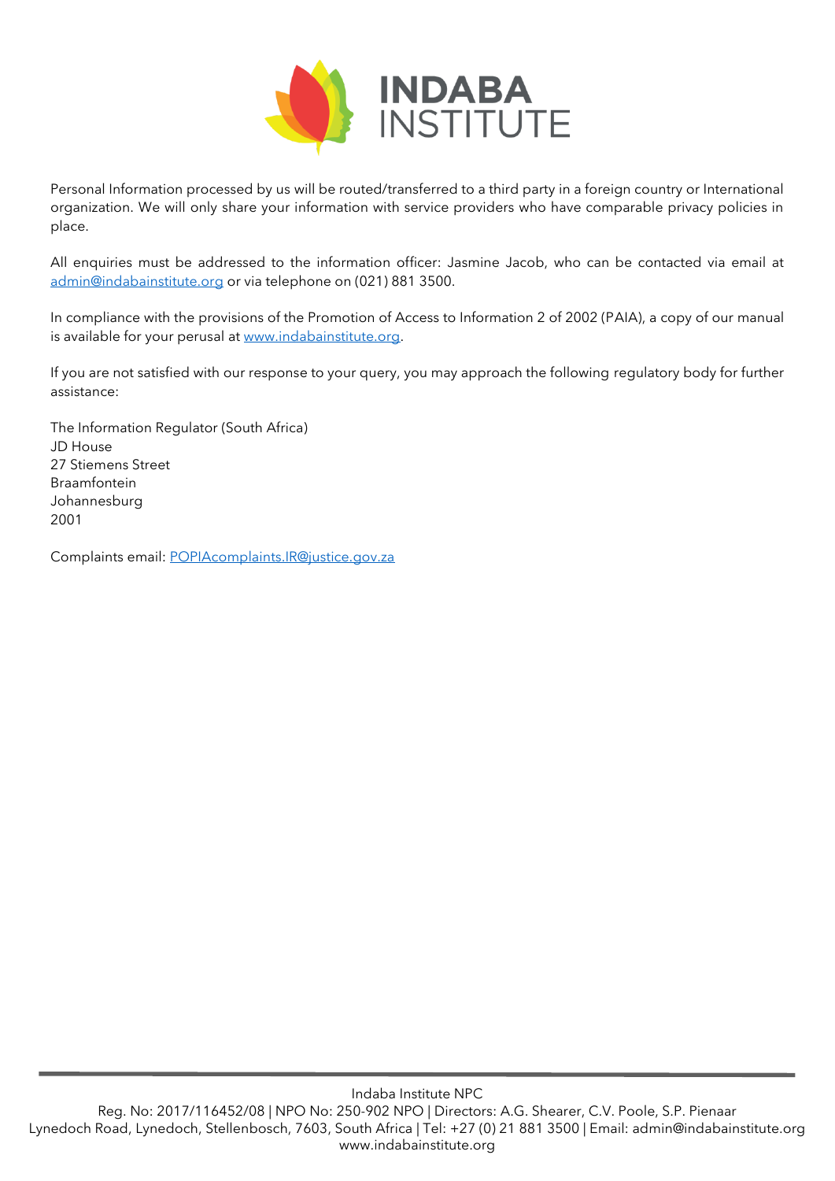Personal Information processed by us will be routed/transferred to a third party in a foreign country or International organization. We will only share your information with service providers who have comparable privacy policies in place.

All enquiries must be addressed to the information officer: Jasmine Jacob, who can be contacted via email at admin@indabainstitute.org or via telephone on (021) 881 3500.

In compliance with the provisions of the Promotion of Access to Information 2 of 2002 (PAIA), a copy of our manual is available for your perusal at www.indabainstitute.org.

If you are not satisfied with our response to your query, you may approach the following regulatory body for further assistance:

The Information Regulator (South Africa)
JD House
27 Stiemens Street
Braamfontein
Johannesburg
2001

Complaints email: POPIAcomplaints.IR@justice.gov.za